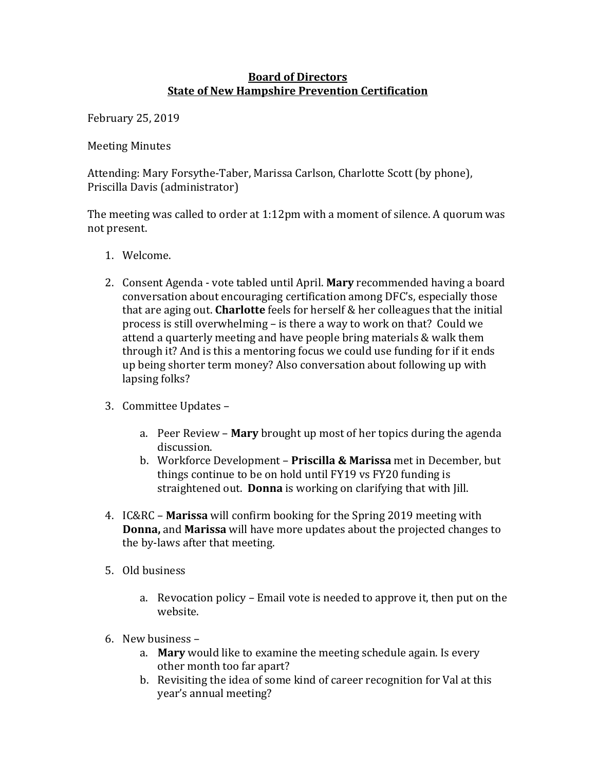**Board of Directors**
**State of New Hampshire Prevention Certification**

February 25, 2019

Meeting Minutes

Attending: Mary Forsythe-Taber, Marissa Carlson, Charlotte Scott (by phone), Priscilla Davis (administrator)

The meeting was called to order at 1:12pm with a moment of silence. A quorum was not present.

1. Welcome.

2. Consent Agenda - vote tabled until April. **Mary** recommended having a board conversation about encouraging certification among DFC's, especially those that are aging out. **Charlotte** feels for herself & her colleagues that the initial process is still overwhelming – is there a way to work on that? Could we attend a quarterly meeting and have people bring materials & walk them through it? And is this a mentoring focus we could use funding for if it ends up being shorter term money? Also conversation about following up with lapsing folks?

3. Committee Updates –

   a. Peer Review – **Mary** brought up most of her topics during the agenda discussion.
   b. Workforce Development – **Priscilla & Marissa** met in December, but things continue to be on hold until FY19 vs FY20 funding is straightened out. **Donna** is working on clarifying that with Jill.

4. IC&RC – **Marissa** will confirm booking for the Spring 2019 meeting with **Donna,** and **Marissa** will have more updates about the projected changes to the by-laws after that meeting.

5. Old business

   a. Revocation policy – Email vote is needed to approve it, then put on the website.

6. New business –
   a. **Mary** would like to examine the meeting schedule again. Is every other month too far apart?
   b. Revisiting the idea of some kind of career recognition for Val at this year's annual meeting?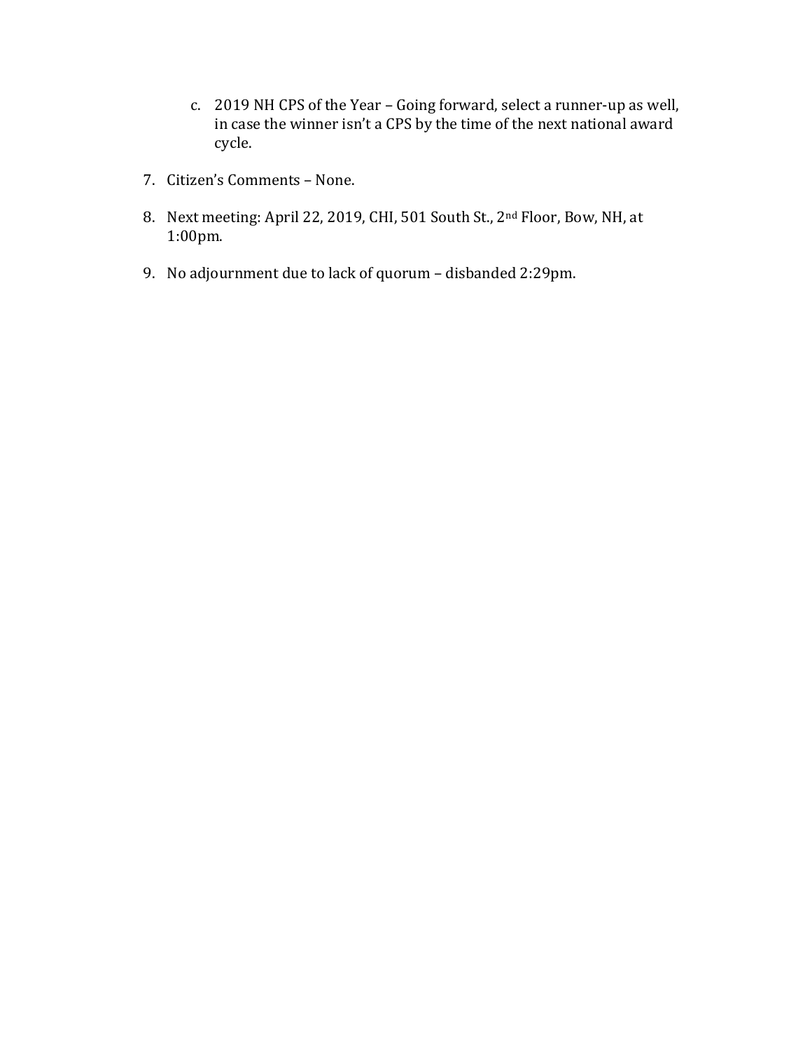c. 2019 NH CPS of the Year – Going forward, select a runner-up as well, in case the winner isn't a CPS by the time of the next national award cycle.

7. Citizen's Comments – None.

8. Next meeting: April 22, 2019, CHI, 501 South St., 2nd Floor, Bow, NH, at 1:00pm.

9. No adjournment due to lack of quorum – disbanded 2:29pm.